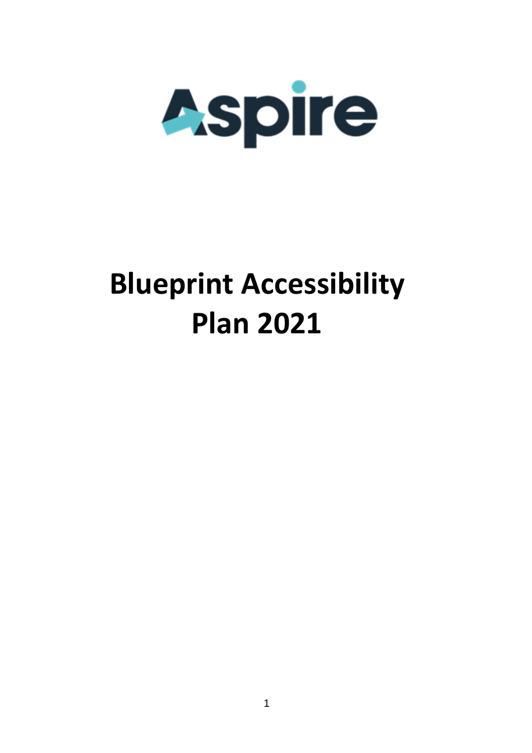Aspire

# Blueprint Accessibility Plan 2021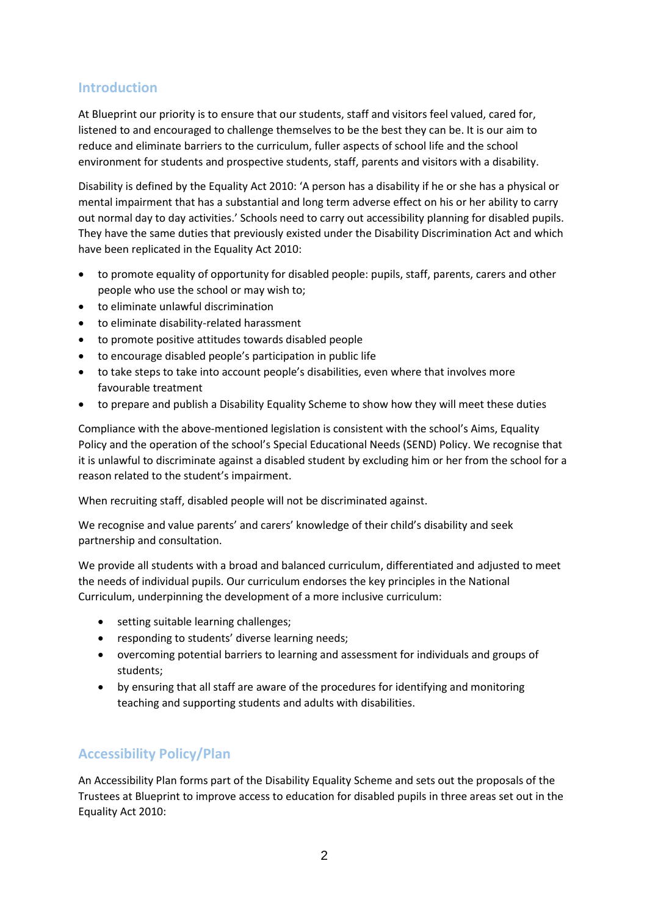## Introduction

At Blueprint our priority is to ensure that our students, staff and visitors feel valued, cared for, listened to and encouraged to challenge themselves to be the best they can be. It is our aim to reduce and eliminate barriers to the curriculum, fuller aspects of school life and the school environment for students and prospective students, staff, parents and visitors with a disability.

Disability is defined by the Equality Act 2010: 'A person has a disability if he or she has a physical or mental impairment that has a substantial and long term adverse effect on his or her ability to carry out normal day to day activities.' Schools need to carry out accessibility planning for disabled pupils. They have the same duties that previously existed under the Disability Discrimination Act and which have been replicated in the Equality Act 2010:

- to promote equality of opportunity for disabled people: pupils, staff, parents, carers and other people who use the school or may wish to;
- to eliminate unlawful discrimination
- to eliminate disability-related harassment
- to promote positive attitudes towards disabled people
- to encourage disabled people's participation in public life
- to take steps to take into account people's disabilities, even where that involves more favourable treatment
- to prepare and publish a Disability Equality Scheme to show how they will meet these duties

Compliance with the above-mentioned legislation is consistent with the school's Aims, Equality Policy and the operation of the school's Special Educational Needs (SEND) Policy. We recognise that it is unlawful to discriminate against a disabled student by excluding him or her from the school for a reason related to the student's impairment.

When recruiting staff, disabled people will not be discriminated against.

We recognise and value parents' and carers' knowledge of their child's disability and seek partnership and consultation.

We provide all students with a broad and balanced curriculum, differentiated and adjusted to meet the needs of individual pupils. Our curriculum endorses the key principles in the National Curriculum, underpinning the development of a more inclusive curriculum:

- setting suitable learning challenges;
- responding to students' diverse learning needs;
- overcoming potential barriers to learning and assessment for individuals and groups of students;
- by ensuring that all staff are aware of the procedures for identifying and monitoring teaching and supporting students and adults with disabilities.

## Accessibility Policy/Plan

An Accessibility Plan forms part of the Disability Equality Scheme and sets out the proposals of the Trustees at Blueprint to improve access to education for disabled pupils in three areas set out in the Equality Act 2010: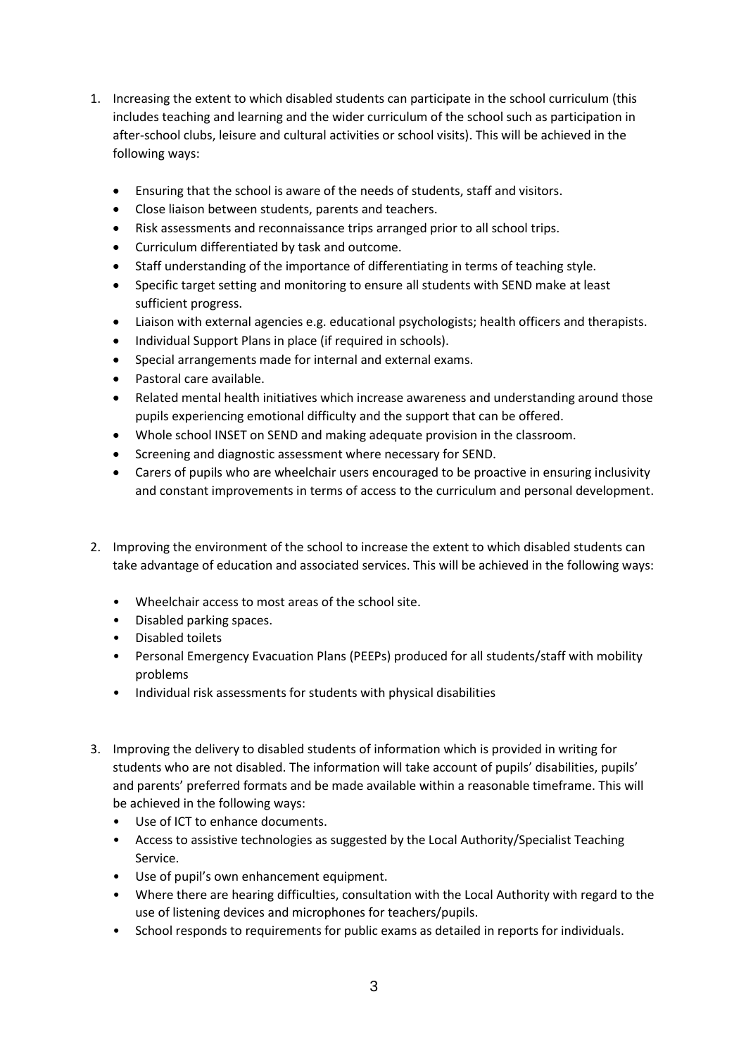1. Increasing the extent to which disabled students can participate in the school curriculum (this includes teaching and learning and the wider curriculum of the school such as participation in after-school clubs, leisure and cultural activities or school visits). This will be achieved in the following ways:

    - Ensuring that the school is aware of the needs of students, staff and visitors.
    - Close liaison between students, parents and teachers.
    - Risk assessments and reconnaissance trips arranged prior to all school trips.
    - Curriculum differentiated by task and outcome.
    - Staff understanding of the importance of differentiating in terms of teaching style.
    - Specific target setting and monitoring to ensure all students with SEND make at least sufficient progress.
    - Liaison with external agencies e.g. educational psychologists; health officers and therapists.
    - Individual Support Plans in place (if required in schools).
    - Special arrangements made for internal and external exams.
    - Pastoral care available.
    - Related mental health initiatives which increase awareness and understanding around those pupils experiencing emotional difficulty and the support that can be offered.
    - Whole school INSET on SEND and making adequate provision in the classroom.
    - Screening and diagnostic assessment where necessary for SEND.
    - Carers of pupils who are wheelchair users encouraged to be proactive in ensuring inclusivity and constant improvements in terms of access to the curriculum and personal development.

2. Improving the environment of the school to increase the extent to which disabled students can take advantage of education and associated services. This will be achieved in the following ways:

    - Wheelchair access to most areas of the school site.
    - Disabled parking spaces.
    - Disabled toilets
    - Personal Emergency Evacuation Plans (PEEPs) produced for all students/staff with mobility problems
    - Individual risk assessments for students with physical disabilities

3. Improving the delivery to disabled students of information which is provided in writing for students who are not disabled. The information will take account of pupils' disabilities, pupils' and parents' preferred formats and be made available within a reasonable timeframe. This will be achieved in the following ways:
    - Use of ICT to enhance documents.
    - Access to assistive technologies as suggested by the Local Authority/Specialist Teaching Service.
    - Use of pupil's own enhancement equipment.
    - Where there are hearing difficulties, consultation with the Local Authority with regard to the use of listening devices and microphones for teachers/pupils.
    - School responds to requirements for public exams as detailed in reports for individuals.